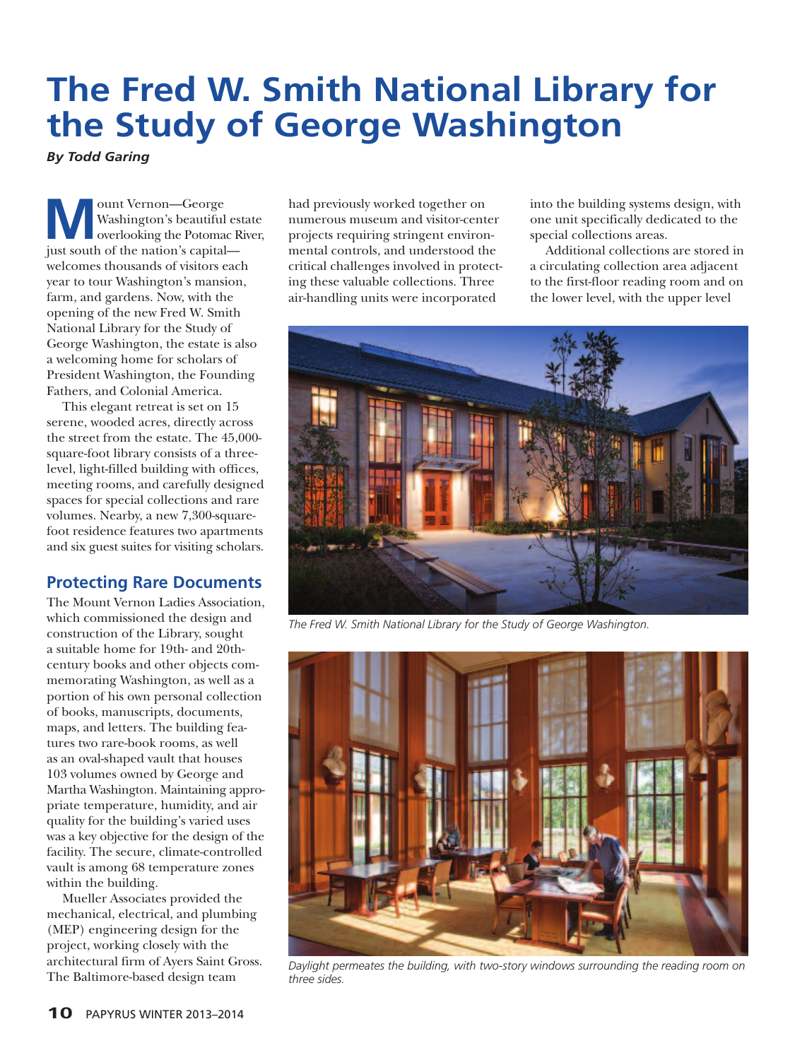# The Fred W. Smith National Library for the Study of George Washington

*By Todd Garing*

Mount Vernon—George Washington's beautiful estate overlooking the Potomac River, just south of the nation's capital—welcomes thousands of visitors each year to tour Washington's mansion, farm, and gardens. Now, with the opening of the new Fred W. Smith National Library for the Study of George Washington, the estate is also a welcoming home for scholars of President Washington, the Founding Fathers, and Colonial America.

This elegant retreat is set on 15 serene, wooded acres, directly across the street from the estate. The 45,000-square-foot library consists of a three-level, light-filled building with offices, meeting rooms, and carefully designed spaces for special collections and rare volumes. Nearby, a new 7,300-square-foot residence features two apartments and six guest suites for visiting scholars.

## Protecting Rare Documents

The Mount Vernon Ladies Association, which commissioned the design and construction of the Library, sought a suitable home for 19th- and 20th-century books and other objects commemorating Washington, as well as a portion of his own personal collection of books, manuscripts, documents, maps, and letters. The building features two rare-book rooms, as well as an oval-shaped vault that houses 103 volumes owned by George and Martha Washington. Maintaining appropriate temperature, humidity, and air quality for the building's varied uses was a key objective for the design of the facility. The secure, climate-controlled vault is among 68 temperature zones within the building.

Mueller Associates provided the mechanical, electrical, and plumbing (MEP) engineering design for the project, working closely with the architectural firm of Ayers Saint Gross. The Baltimore-based design team had previously worked together on numerous museum and visitor-center projects requiring stringent environmental controls, and understood the critical challenges involved in protecting these valuable collections. Three air-handling units were incorporated into the building systems design, with one unit specifically dedicated to the special collections areas.

Additional collections are stored in a circulating collection area adjacent to the first-floor reading room and on the lower level, with the upper level

*The Fred W. Smith National Library for the Study of George Washington.*

*Daylight permeates the building, with two-story windows surrounding the reading room on three sides.*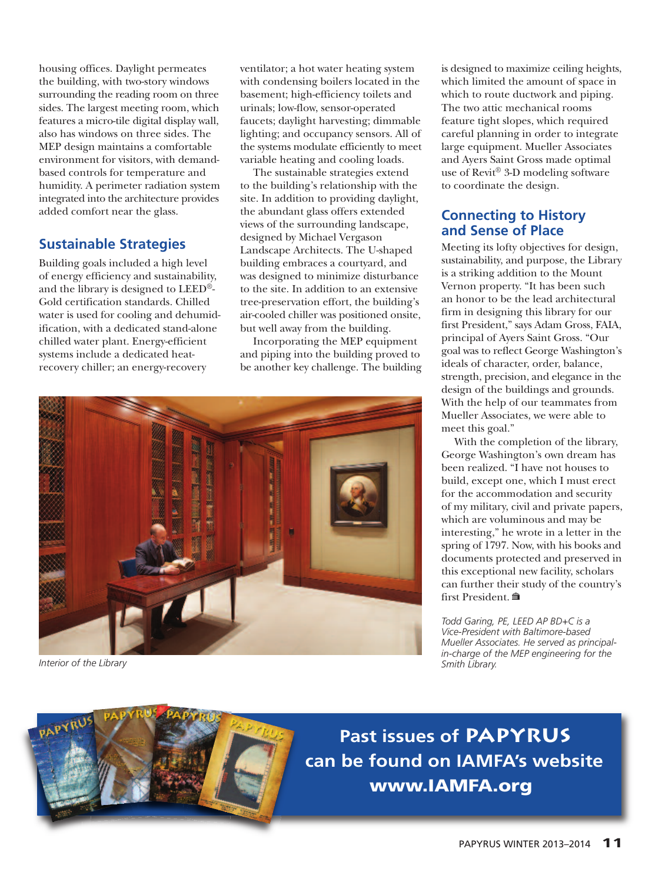housing offices. Daylight permeates the building, with two-story windows surrounding the reading room on three sides. The largest meeting room, which features a micro-tile digital display wall, also has windows on three sides. The MEP design maintains a comfortable environment for visitors, with demand-based controls for temperature and humidity. A perimeter radiation system integrated into the architecture provides added comfort near the glass.

## Sustainable Strategies

Building goals included a high level of energy efficiency and sustainability, and the library is designed to LEED®-Gold certification standards. Chilled water is used for cooling and dehumidification, with a dedicated stand-alone chilled water plant. Energy-efficient systems include a dedicated heat-recovery chiller; an energy-recovery ventilator; a hot water heating system with condensing boilers located in the basement; high-efficiency toilets and urinals; low-flow, sensor-operated faucets; daylight harvesting; dimmable lighting; and occupancy sensors. All of the systems modulate efficiently to meet variable heating and cooling loads.

The sustainable strategies extend to the building's relationship with the site. In addition to providing daylight, the abundant glass offers extended views of the surrounding landscape, designed by Michael Vergason Landscape Architects. The U-shaped building embraces a courtyard, and was designed to minimize disturbance to the site. In addition to an extensive tree-preservation effort, the building's air-cooled chiller was positioned onsite, but well away from the building.

Incorporating the MEP equipment and piping into the building proved to be another key challenge. The building is designed to maximize ceiling heights, which limited the amount of space in which to route ductwork and piping. The two attic mechanical rooms feature tight slopes, which required careful planning in order to integrate large equipment. Mueller Associates and Ayers Saint Gross made optimal use of Revit® 3-D modeling software to coordinate the design.

*Interior of the Library*

## Connecting to History and Sense of Place

Meeting its lofty objectives for design, sustainability, and purpose, the Library is a striking addition to the Mount Vernon property. "It has been such an honor to be the lead architectural firm in designing this library for our first President," says Adam Gross, FAIA, principal of Ayers Saint Gross. "Our goal was to reflect George Washington's ideals of character, order, balance, strength, precision, and elegance in the design of the buildings and grounds. With the help of our teammates from Mueller Associates, we were able to meet this goal."

With the completion of the library, George Washington's own dream has been realized. "I have not houses to build, except one, which I must erect for the accommodation and security of my military, civil and private papers, which are voluminous and may be interesting," he wrote in a letter in the spring of 1797. Now, with his books and documents protected and preserved in this exceptional new facility, scholars can further their study of the country's first President.

*Todd Garing, PE, LEED AP BD+C is a Vice-President with Baltimore-based Mueller Associates. He served as principal-in-charge of the MEP engineering for the Smith Library.*

**Past issues of PAPYRUS can be found on IAMFA's website www.IAMFA.org**